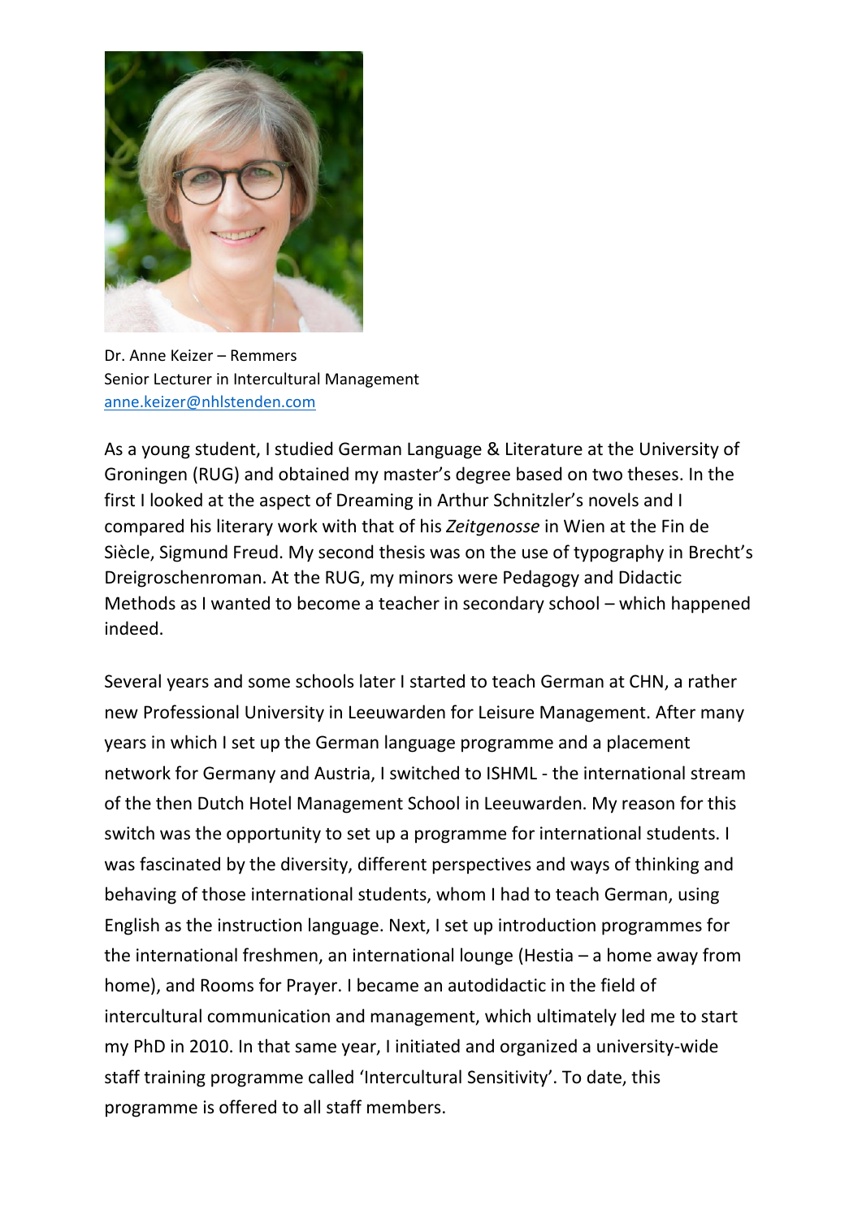Dr. Anne Keizer – Remmers
Senior Lecturer in Intercultural Management
anne.keizer@nhlstenden.com

As a young student, I studied German Language & Literature at the University of Groningen (RUG) and obtained my master's degree based on two theses. In the first I looked at the aspect of Dreaming in Arthur Schnitzler's novels and I compared his literary work with that of his *Zeitgenosse* in Wien at the Fin de Siècle, Sigmund Freud. My second thesis was on the use of typography in Brecht's Dreigroschenroman. At the RUG, my minors were Pedagogy and Didactic Methods as I wanted to become a teacher in secondary school – which happened indeed.

Several years and some schools later I started to teach German at CHN, a rather new Professional University in Leeuwarden for Leisure Management. After many years in which I set up the German language programme and a placement network for Germany and Austria, I switched to ISHML - the international stream of the then Dutch Hotel Management School in Leeuwarden. My reason for this switch was the opportunity to set up a programme for international students. I was fascinated by the diversity, different perspectives and ways of thinking and behaving of those international students, whom I had to teach German, using English as the instruction language. Next, I set up introduction programmes for the international freshmen, an international lounge (Hestia – a home away from home), and Rooms for Prayer. I became an autodidactic in the field of intercultural communication and management, which ultimately led me to start my PhD in 2010. In that same year, I initiated and organized a university-wide staff training programme called 'Intercultural Sensitivity'. To date, this programme is offered to all staff members.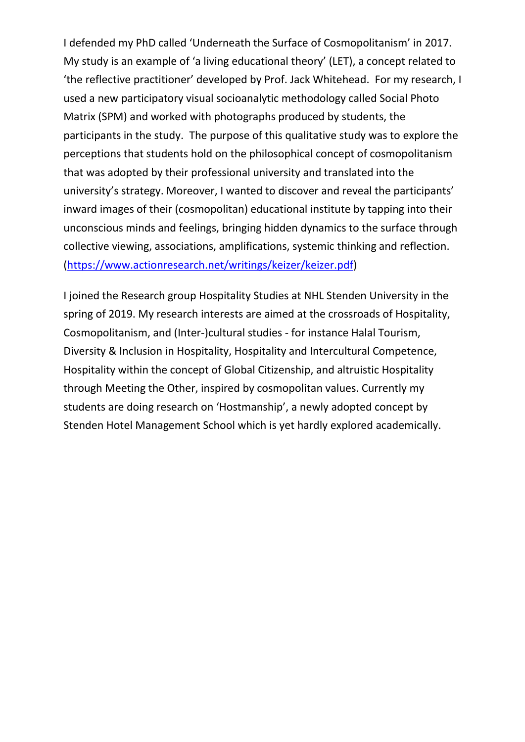I defended my PhD called 'Underneath the Surface of Cosmopolitanism' in 2017. My study is an example of 'a living educational theory' (LET), a concept related to 'the reflective practitioner' developed by Prof. Jack Whitehead. For my research, I used a new participatory visual socioanalytic methodology called Social Photo Matrix (SPM) and worked with photographs produced by students, the participants in the study. The purpose of this qualitative study was to explore the perceptions that students hold on the philosophical concept of cosmopolitanism that was adopted by their professional university and translated into the university's strategy. Moreover, I wanted to discover and reveal the participants' inward images of their (cosmopolitan) educational institute by tapping into their unconscious minds and feelings, bringing hidden dynamics to the surface through collective viewing, associations, amplifications, systemic thinking and reflection. ([https://www.actionresearch.net/writings/keizer/keizer.pdf](https://www.actionresearch.net/writings/keizer/keizer.pdf))

I joined the Research group Hospitality Studies at NHL Stenden University in the spring of 2019. My research interests are aimed at the crossroads of Hospitality, Cosmopolitanism, and (Inter-)cultural studies - for instance Halal Tourism, Diversity & Inclusion in Hospitality, Hospitality and Intercultural Competence, Hospitality within the concept of Global Citizenship, and altruistic Hospitality through Meeting the Other, inspired by cosmopolitan values. Currently my students are doing research on 'Hostmanship', a newly adopted concept by Stenden Hotel Management School which is yet hardly explored academically.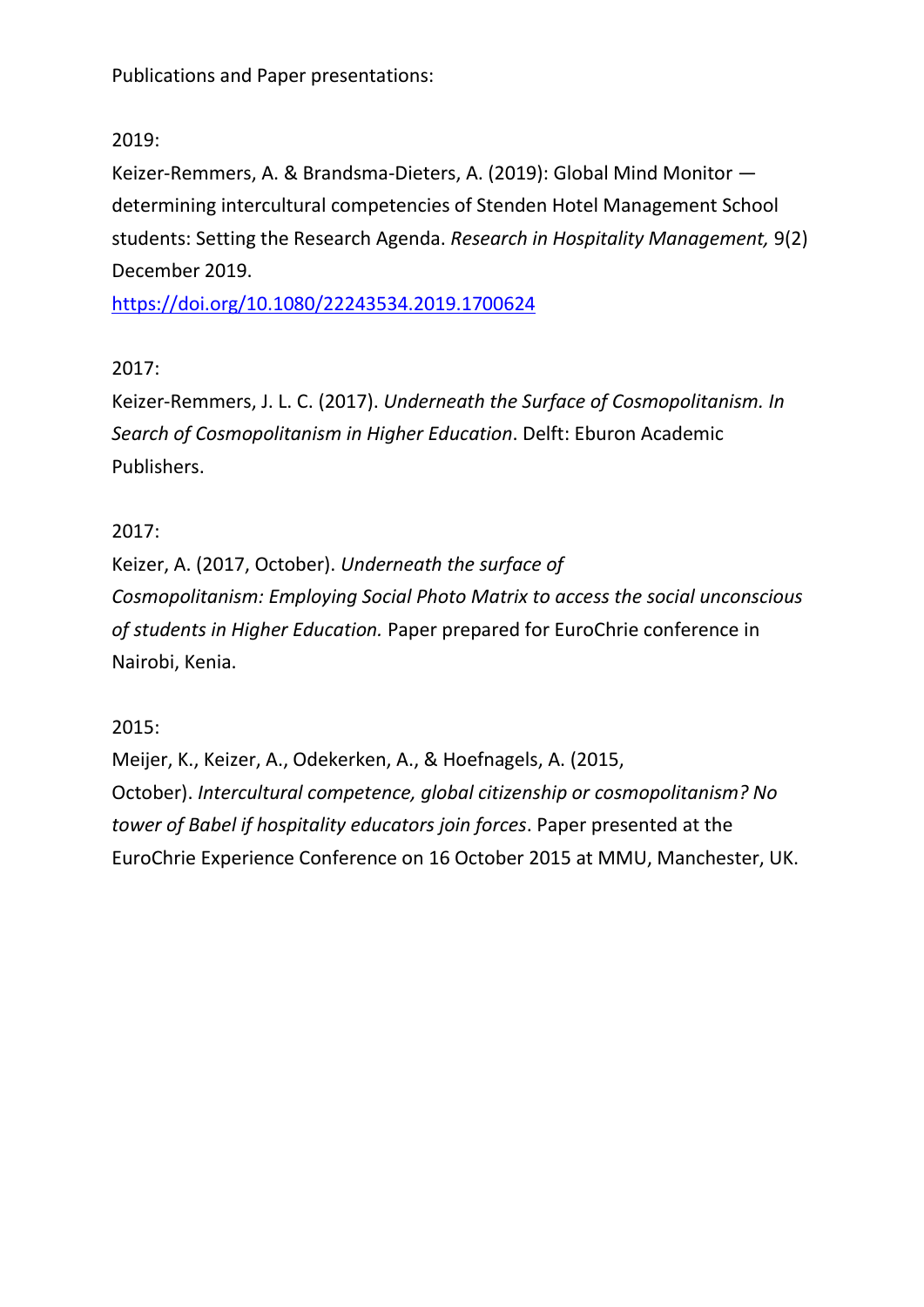Publications and Paper presentations:

2019:

Keizer-Remmers, A. & Brandsma-Dieters, A. (2019): Global Mind Monitor — determining intercultural competencies of Stenden Hotel Management School students: Setting the Research Agenda. *Research in Hospitality Management,* 9(2) December 2019. https://doi.org/10.1080/22243534.2019.1700624

2017:

Keizer-Remmers, J. L. C. (2017). *Underneath the Surface of Cosmopolitanism. In Search of Cosmopolitanism in Higher Education*. Delft: Eburon Academic Publishers.

2017:

Keizer, A. (2017, October). *Underneath the surface of Cosmopolitanism: Employing Social Photo Matrix to access the social unconscious of students in Higher Education.* Paper prepared for EuroChrie conference in Nairobi, Kenia.

2015:

Meijer, K., Keizer, A., Odekerken, A., & Hoefnagels, A. (2015, October). *Intercultural competence, global citizenship or cosmopolitanism? No tower of Babel if hospitality educators join forces*. Paper presented at the EuroChrie Experience Conference on 16 October 2015 at MMU, Manchester, UK.